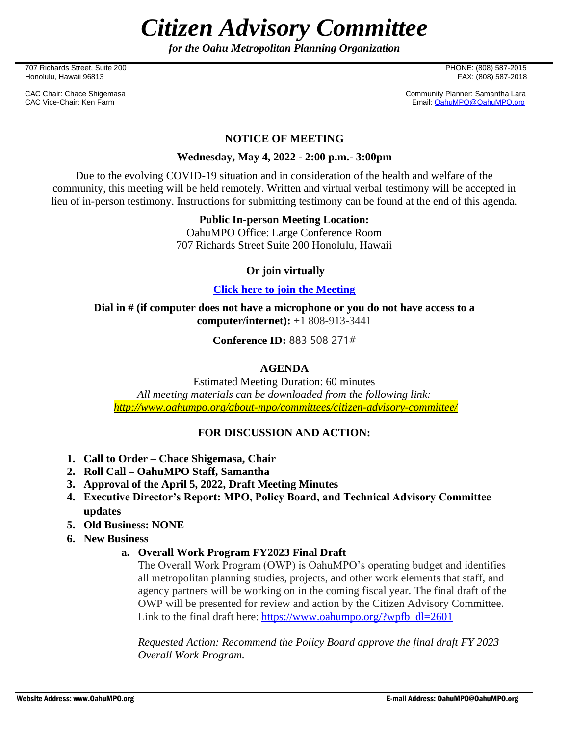# *Citizen Advisory Committee*

***for the Oahu Metropolitan Planning Organization***

707 Richards Street, Suite 200
Honolulu, Hawaii 96813

PHONE: (808) 587-2015
FAX: (808) 587-2018

CAC Chair: Chace Shigemasa
CAC Vice-Chair: Ken Farm

Community Planner: Samantha Lara
Email: OahuMPO@OahuMPO.org

## NOTICE OF MEETING

**Wednesday, May 4, 2022 - 2:00 p.m.- 3:00pm**

Due to the evolving COVID-19 situation and in consideration of the health and welfare of the community, this meeting will be held remotely. Written and virtual verbal testimony will be accepted in lieu of in-person testimony. Instructions for submitting testimony can be found at the end of this agenda.

**Public In-person Meeting Location:**
OahuMPO Office: Large Conference Room
707 Richards Street Suite 200 Honolulu, Hawaii

**Or join virtually**

**Click here to join the Meeting**

**Dial in # (if computer does not have a microphone or you do not have access to a computer/internet):** +1 808-913-3441

**Conference ID:** 883 508 271#

## AGENDA

Estimated Meeting Duration: 60 minutes
*All meeting materials can be downloaded from the following link:*
*http://www.oahumpo.org/about-mpo/committees/citizen-advisory-committee/*

## FOR DISCUSSION AND ACTION:

1. **Call to Order – Chace Shigemasa, Chair**
2. **Roll Call – OahuMPO Staff, Samantha**
3. **Approval of the April 5, 2022, Draft Meeting Minutes**
4. **Executive Director's Report: MPO, Policy Board, and Technical Advisory Committee updates**
5. **Old Business: NONE**
6. **New Business**
   a. **Overall Work Program FY2023 Final Draft**
      The Overall Work Program (OWP) is OahuMPO's operating budget and identifies all metropolitan planning studies, projects, and other work elements that staff, and agency partners will be working on in the coming fiscal year. The final draft of the OWP will be presented for review and action by the Citizen Advisory Committee. Link to the final draft here: https://www.oahumpo.org/?wpfb_dl=2601

      *Requested Action: Recommend the Policy Board approve the final draft FY 2023 Overall Work Program.*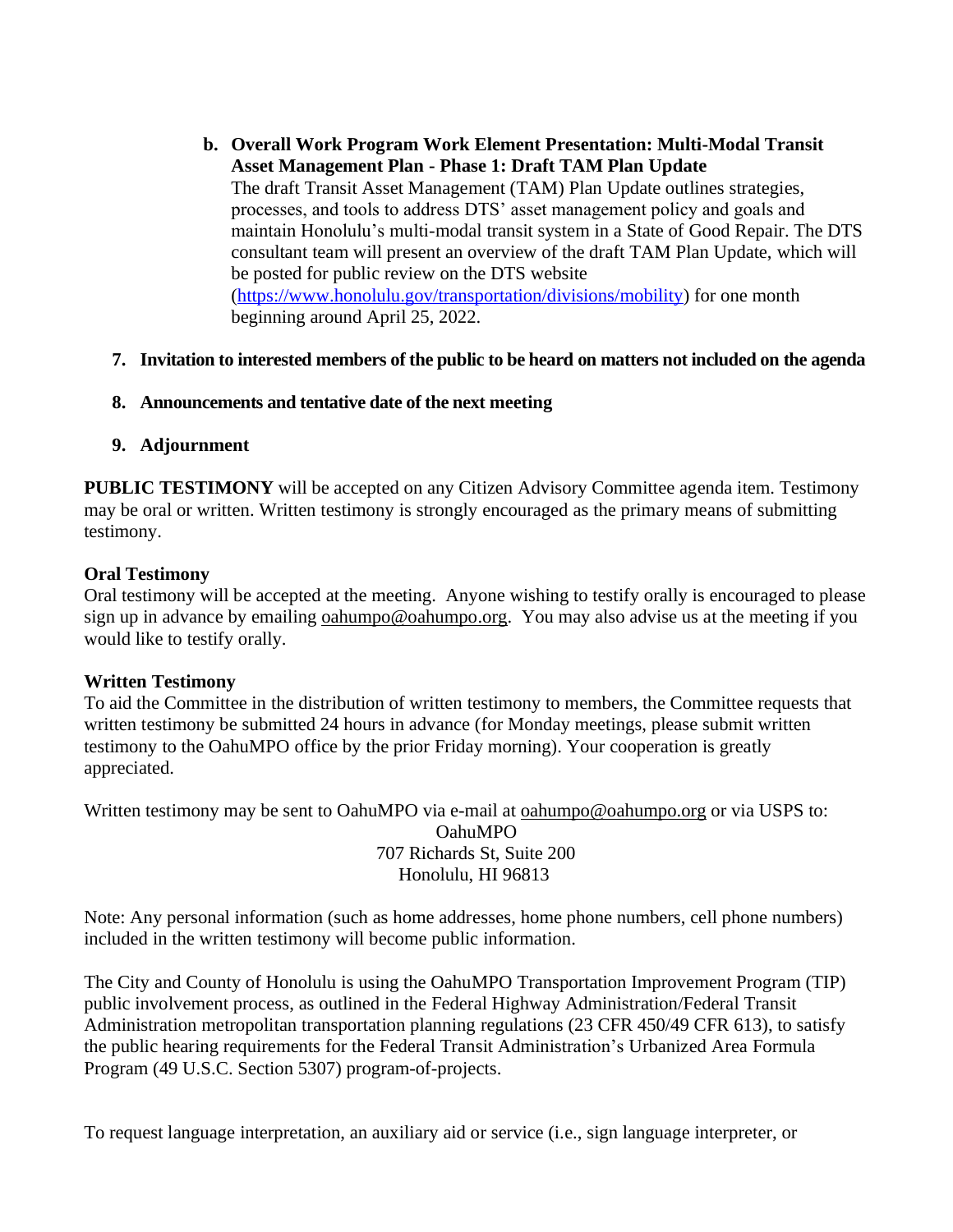b. **Overall Work Program Work Element Presentation: Multi-Modal Transit Asset Management Plan - Phase 1: Draft TAM Plan Update**
   The draft Transit Asset Management (TAM) Plan Update outlines strategies, processes, and tools to address DTS' asset management policy and goals and maintain Honolulu's multi-modal transit system in a State of Good Repair. The DTS consultant team will present an overview of the draft TAM Plan Update, which will be posted for public review on the DTS website (https://www.honolulu.gov/transportation/divisions/mobility) for one month beginning around April 25, 2022.

7. **Invitation to interested members of the public to be heard on matters not included on the agenda**

8. **Announcements and tentative date of the next meeting**

9. **Adjournment**

**PUBLIC TESTIMONY** will be accepted on any Citizen Advisory Committee agenda item. Testimony may be oral or written. Written testimony is strongly encouraged as the primary means of submitting testimony.

**Oral Testimony**
Oral testimony will be accepted at the meeting. Anyone wishing to testify orally is encouraged to please sign up in advance by emailing oahumpo@oahumpo.org. You may also advise us at the meeting if you would like to testify orally.

**Written Testimony**
To aid the Committee in the distribution of written testimony to members, the Committee requests that written testimony be submitted 24 hours in advance (for Monday meetings, please submit written testimony to the OahuMPO office by the prior Friday morning). Your cooperation is greatly appreciated.

Written testimony may be sent to OahuMPO via e-mail at oahumpo@oahumpo.org or via USPS to:

OahuMPO
707 Richards St, Suite 200
Honolulu, HI 96813

Note: Any personal information (such as home addresses, home phone numbers, cell phone numbers) included in the written testimony will become public information.

The City and County of Honolulu is using the OahuMPO Transportation Improvement Program (TIP) public involvement process, as outlined in the Federal Highway Administration/Federal Transit Administration metropolitan transportation planning regulations (23 CFR 450/49 CFR 613), to satisfy the public hearing requirements for the Federal Transit Administration's Urbanized Area Formula Program (49 U.S.C. Section 5307) program-of-projects.

To request language interpretation, an auxiliary aid or service (i.e., sign language interpreter, or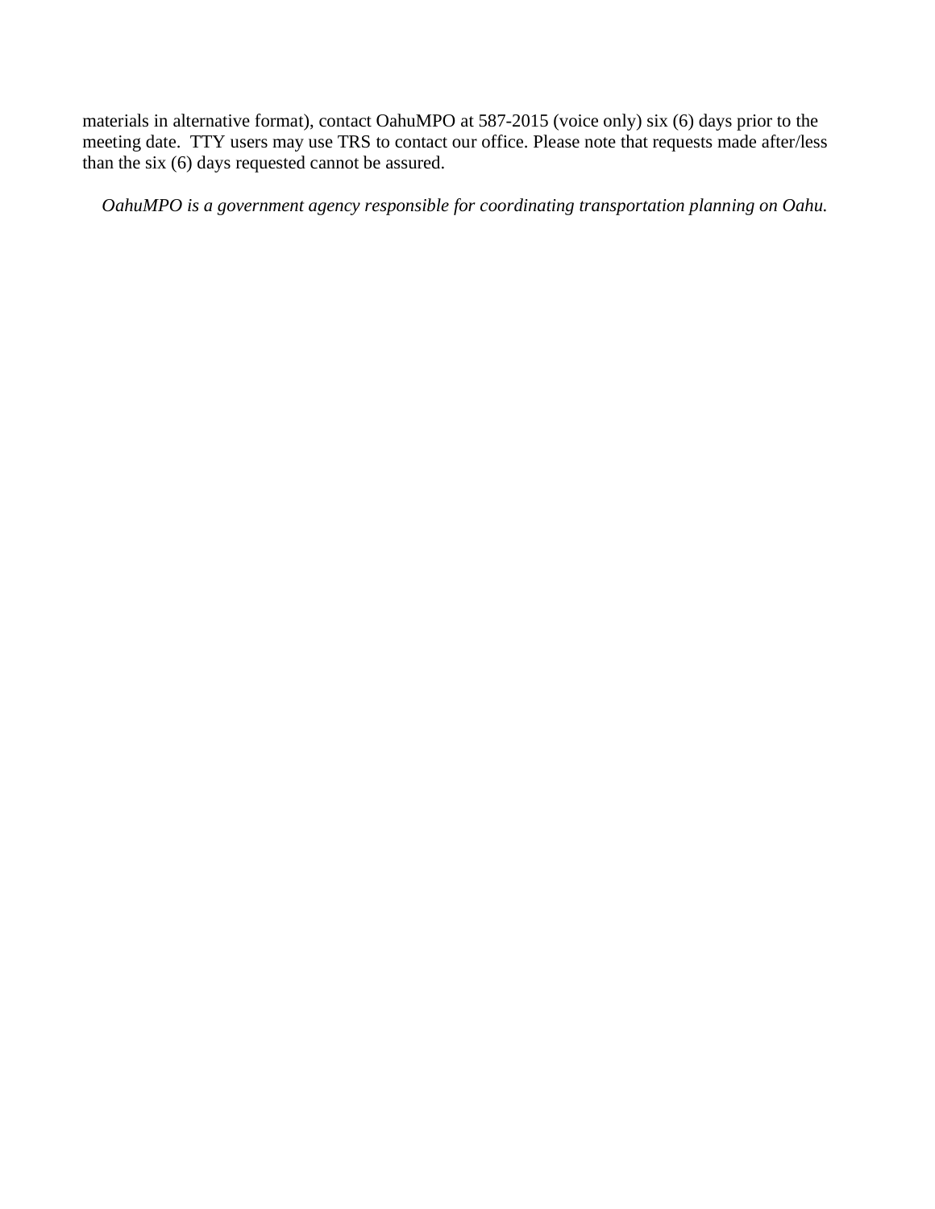materials in alternative format), contact OahuMPO at 587-2015 (voice only) six (6) days prior to the meeting date. TTY users may use TRS to contact our office. Please note that requests made after/less than the six (6) days requested cannot be assured.

*OahuMPO is a government agency responsible for coordinating transportation planning on Oahu.*